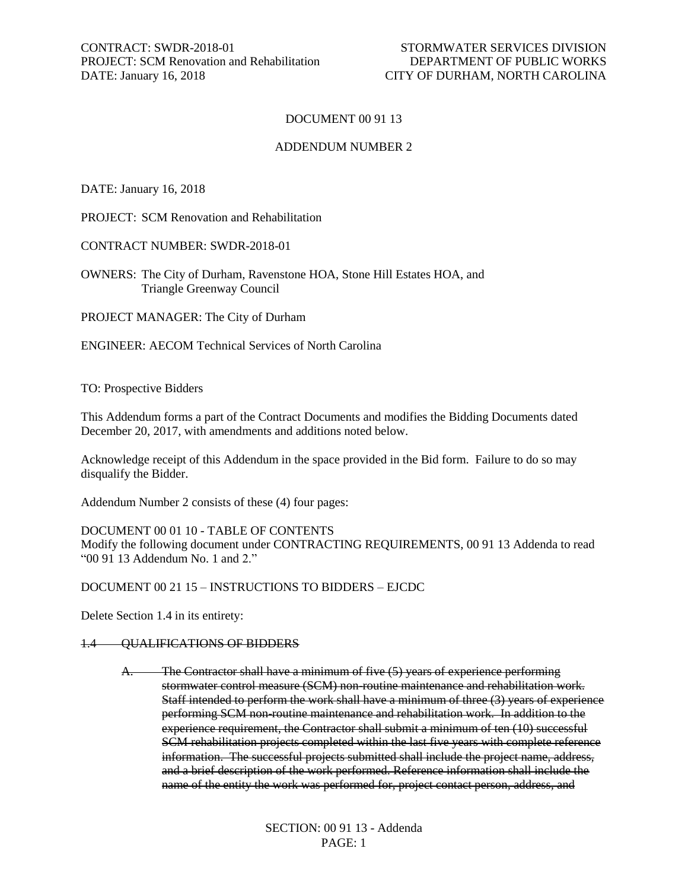# DOCUMENT 00 91 13

## ADDENDUM NUMBER 2

DATE: January 16, 2018

PROJECT: SCM Renovation and Rehabilitation

CONTRACT NUMBER: SWDR-2018-01

OWNERS: The City of Durham, Ravenstone HOA, Stone Hill Estates HOA, and Triangle Greenway Council

PROJECT MANAGER: The City of Durham

ENGINEER: AECOM Technical Services of North Carolina

TO: Prospective Bidders

This Addendum forms a part of the Contract Documents and modifies the Bidding Documents dated December 20, 2017, with amendments and additions noted below.

Acknowledge receipt of this Addendum in the space provided in the Bid form. Failure to do so may disqualify the Bidder.

Addendum Number 2 consists of these (4) four pages:

DOCUMENT 00 01 10 - TABLE OF CONTENTS
Modify the following document under CONTRACTING REQUIREMENTS, 00 91 13 Addenda to read "00 91 13 Addendum No. 1 and 2."

DOCUMENT 00 21 15 – INSTRUCTIONS TO BIDDERS – EJCDC

Delete Section 1.4 in its entirety:

~~1.4 QUALIFICATIONS OF BIDDERS~~

~~A. The Contractor shall have a minimum of five (5) years of experience performing stormwater control measure (SCM) non-routine maintenance and rehabilitation work. Staff intended to perform the work shall have a minimum of three (3) years of experience performing SCM non-routine maintenance and rehabilitation work. In addition to the experience requirement, the Contractor shall submit a minimum of ten (10) successful SCM rehabilitation projects completed within the last five years with complete reference information. The successful projects submitted shall include the project name, address, and a brief description of the work performed. Reference information shall include the name of the entity the work was performed for, project contact person, address, and~~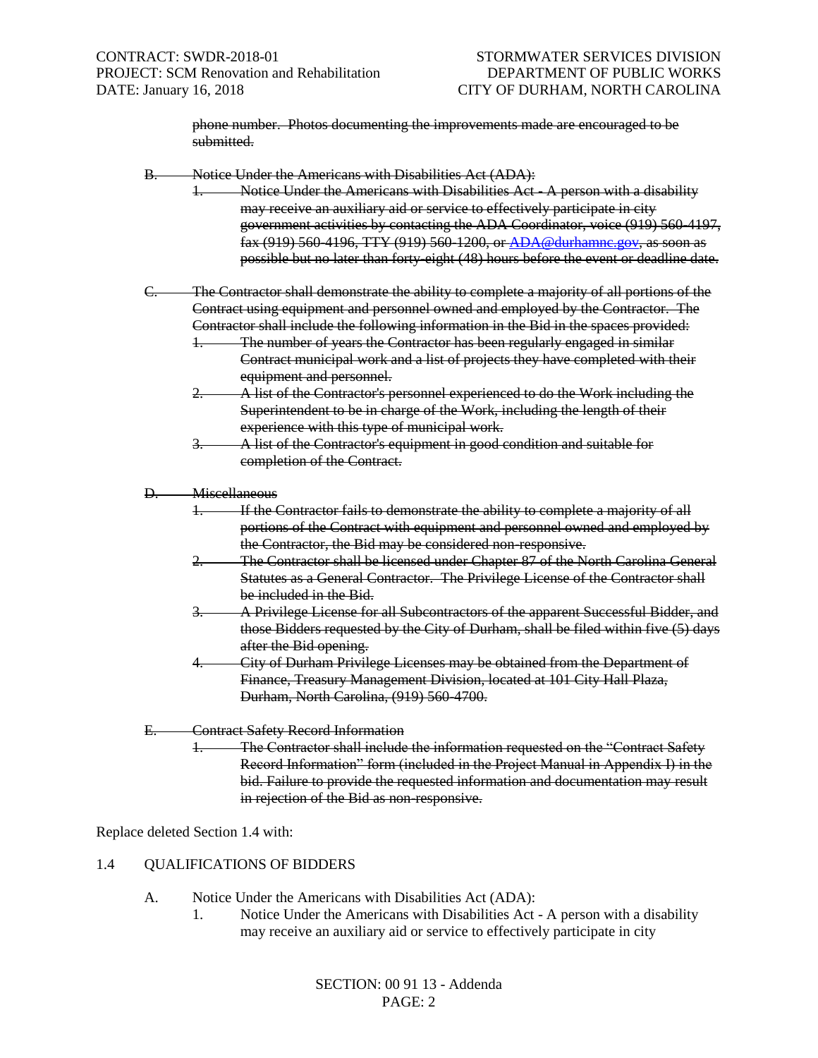~~phone number. Photos documenting the improvements made are encouraged to be submitted.~~

~~B. Notice Under the Americans with Disabilities Act (ADA):~~

~~1. Notice Under the Americans with Disabilities Act - A person with a disability may receive an auxiliary aid or service to effectively participate in city government activities by contacting the ADA Coordinator, voice (919) 560-4197, fax (919) 560-4196, TTY (919) 560-1200, or [ADA@durhamnc.gov](mailto:ADA@durhamnc.gov), as soon as possible but no later than forty-eight (48) hours before the event or deadline date.~~

~~C. The Contractor shall demonstrate the ability to complete a majority of all portions of the Contract using equipment and personnel owned and employed by the Contractor. The Contractor shall include the following information in the Bid in the spaces provided:~~

~~1. The number of years the Contractor has been regularly engaged in similar Contract municipal work and a list of projects they have completed with their equipment and personnel.~~

~~2. A list of the Contractor's personnel experienced to do the Work including the Superintendent to be in charge of the Work, including the length of their experience with this type of municipal work.~~

~~3. A list of the Contractor's equipment in good condition and suitable for completion of the Contract.~~

~~D. Miscellaneous~~

~~1. If the Contractor fails to demonstrate the ability to complete a majority of all portions of the Contract with equipment and personnel owned and employed by the Contractor, the Bid may be considered non-responsive.~~

~~2. The Contractor shall be licensed under Chapter 87 of the North Carolina General Statutes as a General Contractor. The Privilege License of the Contractor shall be included in the Bid.~~

~~3. A Privilege License for all Subcontractors of the apparent Successful Bidder, and those Bidders requested by the City of Durham, shall be filed within five (5) days after the Bid opening.~~

~~4. City of Durham Privilege Licenses may be obtained from the Department of Finance, Treasury Management Division, located at 101 City Hall Plaza, Durham, North Carolina, (919) 560-4700.~~

~~E. Contract Safety Record Information~~

~~1. The Contractor shall include the information requested on the "Contract Safety Record Information" form (included in the Project Manual in Appendix I) in the bid. Failure to provide the requested information and documentation may result in rejection of the Bid as non-responsive.~~

Replace deleted Section 1.4 with:

1.4 QUALIFICATIONS OF BIDDERS

A. Notice Under the Americans with Disabilities Act (ADA):

1. Notice Under the Americans with Disabilities Act - A person with a disability may receive an auxiliary aid or service to effectively participate in city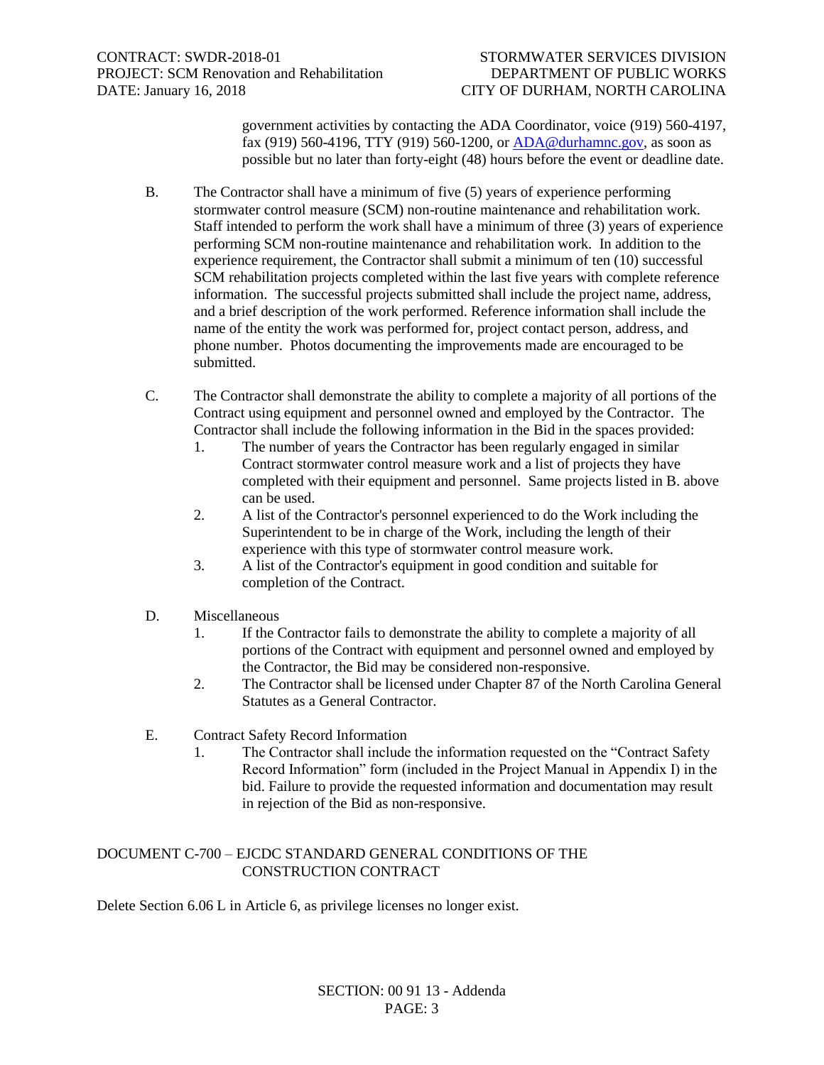government activities by contacting the ADA Coordinator, voice (919) 560-4197, fax (919) 560-4196, TTY (919) 560-1200, or ADA@durhamnc.gov, as soon as possible but no later than forty-eight (48) hours before the event or deadline date.

B. The Contractor shall have a minimum of five (5) years of experience performing stormwater control measure (SCM) non-routine maintenance and rehabilitation work. Staff intended to perform the work shall have a minimum of three (3) years of experience performing SCM non-routine maintenance and rehabilitation work. In addition to the experience requirement, the Contractor shall submit a minimum of ten (10) successful SCM rehabilitation projects completed within the last five years with complete reference information. The successful projects submitted shall include the project name, address, and a brief description of the work performed. Reference information shall include the name of the entity the work was performed for, project contact person, address, and phone number. Photos documenting the improvements made are encouraged to be submitted.

C. The Contractor shall demonstrate the ability to complete a majority of all portions of the Contract using equipment and personnel owned and employed by the Contractor. The Contractor shall include the following information in the Bid in the spaces provided:

1. The number of years the Contractor has been regularly engaged in similar Contract stormwater control measure work and a list of projects they have completed with their equipment and personnel. Same projects listed in B. above can be used.
2. A list of the Contractor's personnel experienced to do the Work including the Superintendent to be in charge of the Work, including the length of their experience with this type of stormwater control measure work.
3. A list of the Contractor's equipment in good condition and suitable for completion of the Contract.

D. Miscellaneous

1. If the Contractor fails to demonstrate the ability to complete a majority of all portions of the Contract with equipment and personnel owned and employed by the Contractor, the Bid may be considered non-responsive.
2. The Contractor shall be licensed under Chapter 87 of the North Carolina General Statutes as a General Contractor.

E. Contract Safety Record Information

1. The Contractor shall include the information requested on the "Contract Safety Record Information" form (included in the Project Manual in Appendix I) in the bid. Failure to provide the requested information and documentation may result in rejection of the Bid as non-responsive.

DOCUMENT C-700 – EJCDC STANDARD GENERAL CONDITIONS OF THE CONSTRUCTION CONTRACT

Delete Section 6.06 L in Article 6, as privilege licenses no longer exist.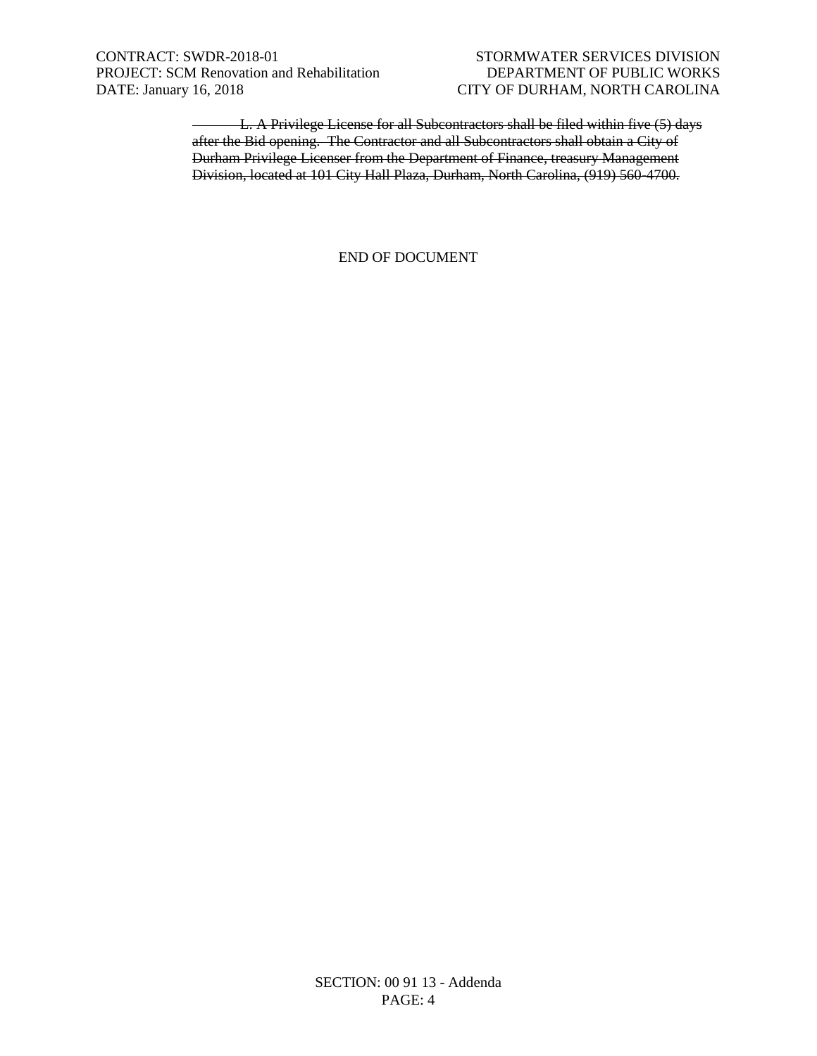~~L. A Privilege License for all Subcontractors shall be filed within five (5) days after the Bid opening. The Contractor and all Subcontractors shall obtain a City of Durham Privilege Licenser from the Department of Finance, treasury Management Division, located at 101 City Hall Plaza, Durham, North Carolina, (919) 560-4700.~~

END OF DOCUMENT